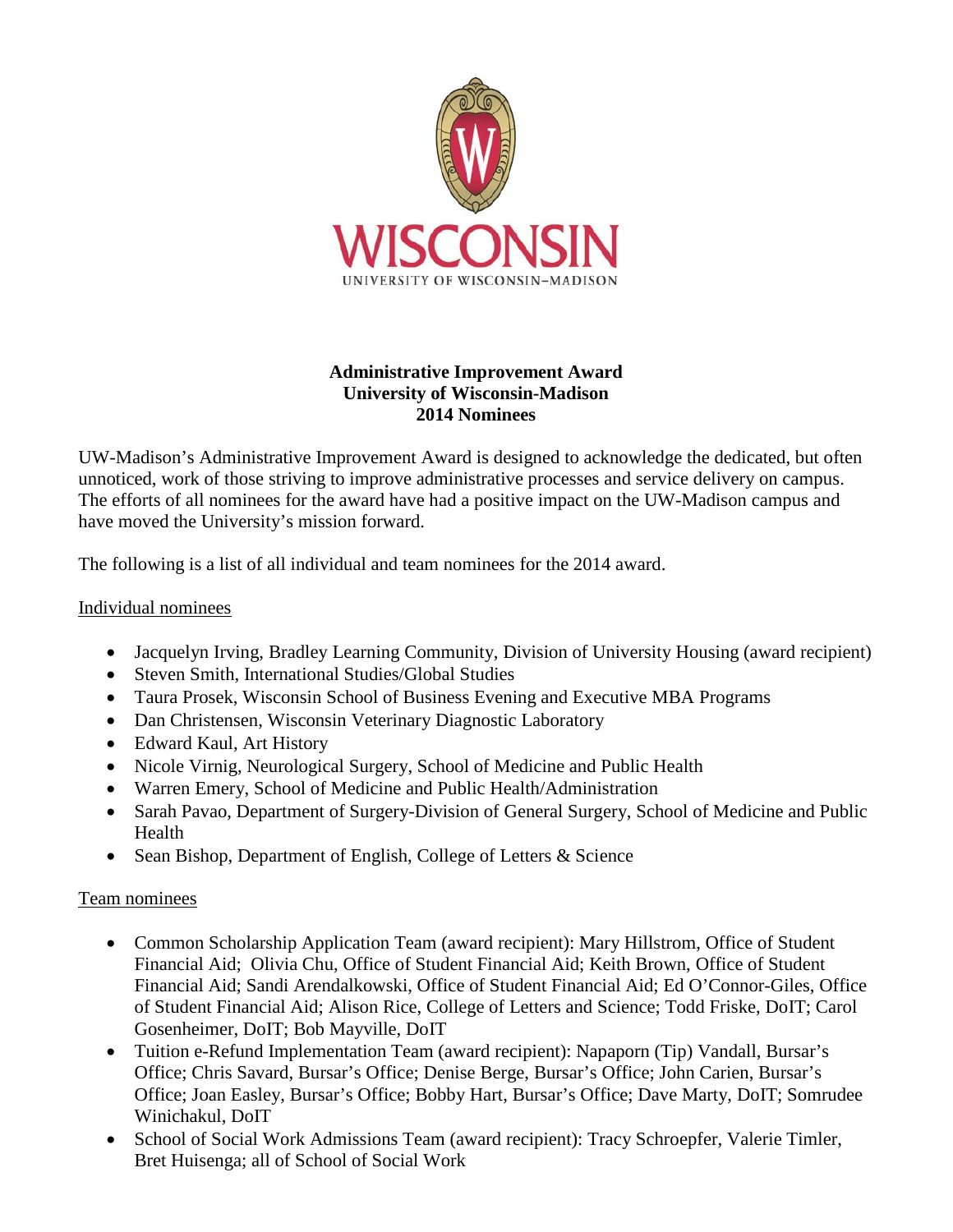**Administrative Improvement Award**
**University of Wisconsin-Madison**
**2014 Nominees**

UW-Madison's Administrative Improvement Award is designed to acknowledge the dedicated, but often unnoticed, work of those striving to improve administrative processes and service delivery on campus. The efforts of all nominees for the award have had a positive impact on the UW-Madison campus and have moved the University's mission forward.

The following is a list of all individual and team nominees for the 2014 award.

Individual nominees

- Jacquelyn Irving, Bradley Learning Community, Division of University Housing (award recipient)
- Steven Smith, International Studies/Global Studies
- Taura Prosek, Wisconsin School of Business Evening and Executive MBA Programs
- Dan Christensen, Wisconsin Veterinary Diagnostic Laboratory
- Edward Kaul, Art History
- Nicole Virnig, Neurological Surgery, School of Medicine and Public Health
- Warren Emery, School of Medicine and Public Health/Administration
- Sarah Pavao, Department of Surgery-Division of General Surgery, School of Medicine and Public Health
- Sean Bishop, Department of English, College of Letters & Science

Team nominees

- Common Scholarship Application Team (award recipient): Mary Hillstrom, Office of Student Financial Aid; Olivia Chu, Office of Student Financial Aid; Keith Brown, Office of Student Financial Aid; Sandi Arendalkowski, Office of Student Financial Aid; Ed O'Connor-Giles, Office of Student Financial Aid; Alison Rice, College of Letters and Science; Todd Friske, DoIT; Carol Gosenheimer, DoIT; Bob Mayville, DoIT
- Tuition e-Refund Implementation Team (award recipient): Napaporn (Tip) Vandall, Bursar's Office; Chris Savard, Bursar's Office; Denise Berge, Bursar's Office; John Carien, Bursar's Office; Joan Easley, Bursar's Office; Bobby Hart, Bursar's Office; Dave Marty, DoIT; Somrudee Winichakul, DoIT
- School of Social Work Admissions Team (award recipient): Tracy Schroepfer, Valerie Timler, Bret Huisenga; all of School of Social Work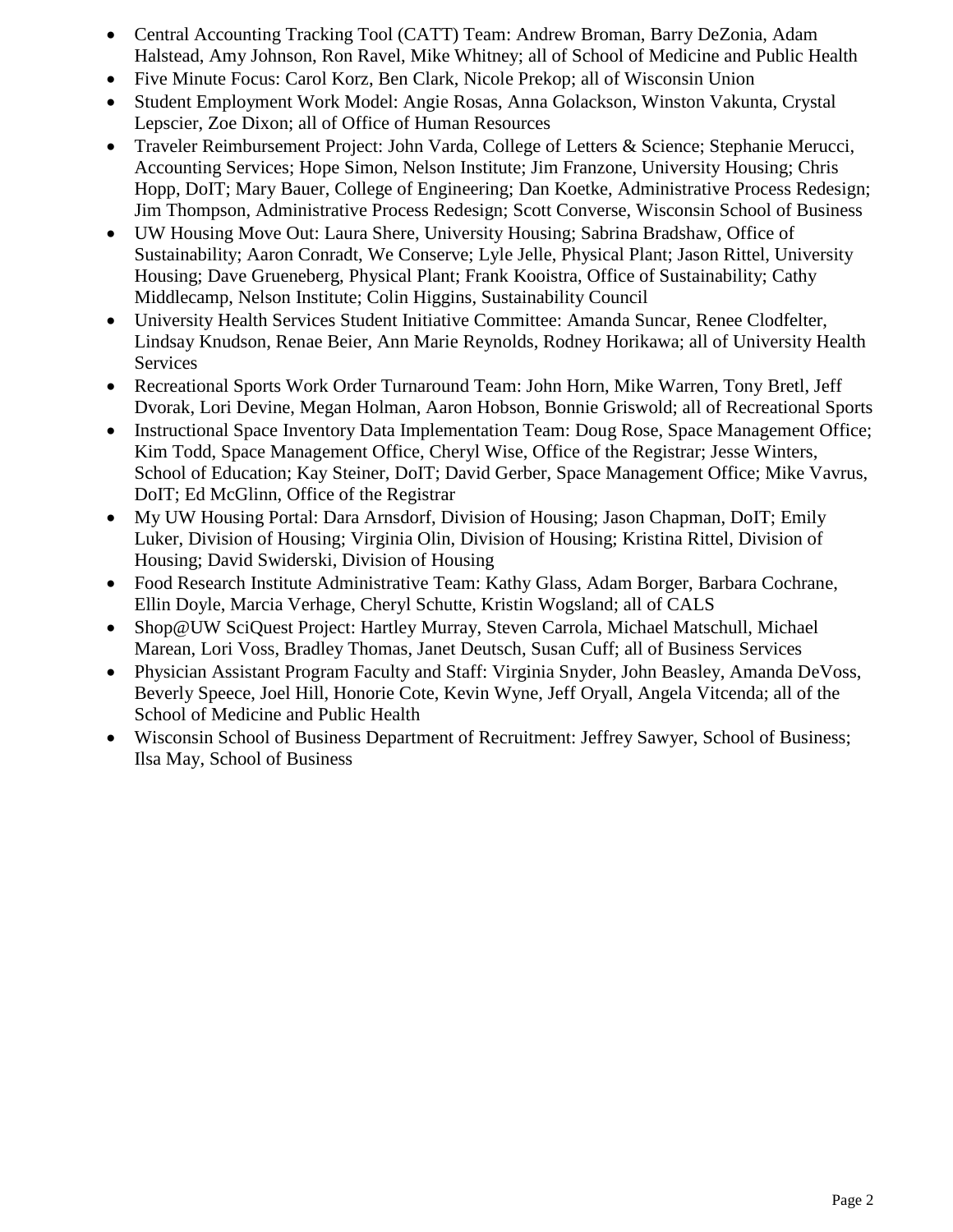- Central Accounting Tracking Tool (CATT) Team: Andrew Broman, Barry DeZonia, Adam Halstead, Amy Johnson, Ron Ravel, Mike Whitney; all of School of Medicine and Public Health
- Five Minute Focus: Carol Korz, Ben Clark, Nicole Prekop; all of Wisconsin Union
- Student Employment Work Model: Angie Rosas, Anna Golackson, Winston Vakunta, Crystal Lepscier, Zoe Dixon; all of Office of Human Resources
- Traveler Reimbursement Project: John Varda, College of Letters & Science; Stephanie Merucci, Accounting Services; Hope Simon, Nelson Institute; Jim Franzone, University Housing; Chris Hopp, DoIT; Mary Bauer, College of Engineering; Dan Koetke, Administrative Process Redesign; Jim Thompson, Administrative Process Redesign; Scott Converse, Wisconsin School of Business
- UW Housing Move Out: Laura Shere, University Housing; Sabrina Bradshaw, Office of Sustainability; Aaron Conradt, We Conserve; Lyle Jelle, Physical Plant; Jason Rittel, University Housing; Dave Grueneberg, Physical Plant; Frank Kooistra, Office of Sustainability; Cathy Middlecamp, Nelson Institute; Colin Higgins, Sustainability Council
- University Health Services Student Initiative Committee: Amanda Suncar, Renee Clodfelter, Lindsay Knudson, Renae Beier, Ann Marie Reynolds, Rodney Horikawa; all of University Health Services
- Recreational Sports Work Order Turnaround Team: John Horn, Mike Warren, Tony Bretl, Jeff Dvorak, Lori Devine, Megan Holman, Aaron Hobson, Bonnie Griswold; all of Recreational Sports
- Instructional Space Inventory Data Implementation Team: Doug Rose, Space Management Office; Kim Todd, Space Management Office, Cheryl Wise, Office of the Registrar; Jesse Winters, School of Education; Kay Steiner, DoIT; David Gerber, Space Management Office; Mike Vavrus, DoIT; Ed McGlinn, Office of the Registrar
- My UW Housing Portal: Dara Arnsdorf, Division of Housing; Jason Chapman, DoIT; Emily Luker, Division of Housing; Virginia Olin, Division of Housing; Kristina Rittel, Division of Housing; David Swiderski, Division of Housing
- Food Research Institute Administrative Team: Kathy Glass, Adam Borger, Barbara Cochrane, Ellin Doyle, Marcia Verhage, Cheryl Schutte, Kristin Wogsland; all of CALS
- Shop@UW SciQuest Project: Hartley Murray, Steven Carrola, Michael Matschull, Michael Marean, Lori Voss, Bradley Thomas, Janet Deutsch, Susan Cuff; all of Business Services
- Physician Assistant Program Faculty and Staff: Virginia Snyder, John Beasley, Amanda DeVoss, Beverly Speece, Joel Hill, Honorie Cote, Kevin Wyne, Jeff Oryall, Angela Vitcenda; all of the School of Medicine and Public Health
- Wisconsin School of Business Department of Recruitment: Jeffrey Sawyer, School of Business; Ilsa May, School of Business